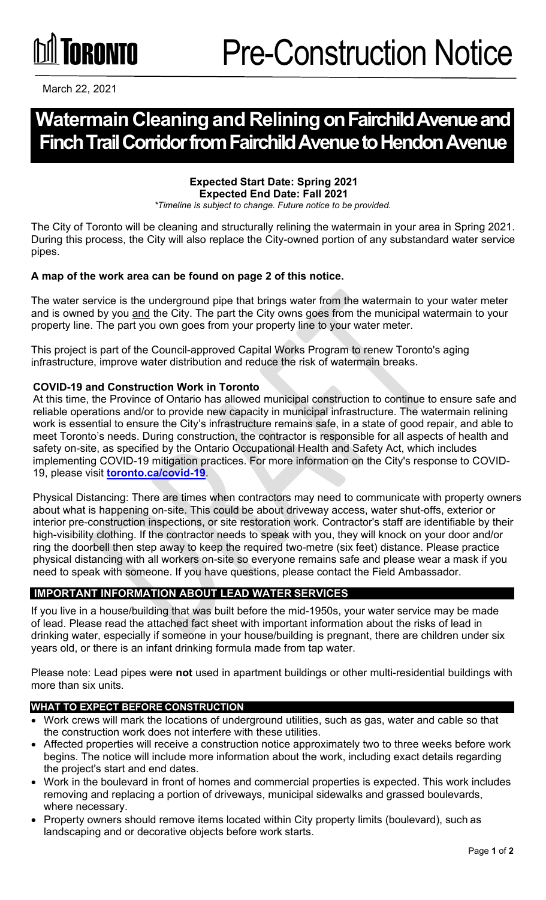# Toronto

# Pre-Construction Notice

March 22, 2021

# Watermain Cleaning and Relining on Fairchild Avenue and Finch Trail Corridor from Fairchild Avenue to Hendon Avenue

**Expected Start Date: Spring 2021**
**Expected End Date: Fall 2021**
*\*Timeline is subject to change. Future notice to be provided.*

The City of Toronto will be cleaning and structurally relining the watermain in your area in Spring 2021. During this process, the City will also replace the City-owned portion of any substandard water service pipes.

**A map of the work area can be found on page 2 of this notice.**

The water service is the underground pipe that brings water from the watermain to your water meter and is owned by you and the City. The part the City owns goes from the municipal watermain to your property line. The part you own goes from your property line to your water meter.

This project is part of the Council-approved Capital Works Program to renew Toronto's aging infrastructure, improve water distribution and reduce the risk of watermain breaks.

### COVID-19 and Construction Work in Toronto

At this time, the Province of Ontario has allowed municipal construction to continue to ensure safe and reliable operations and/or to provide new capacity in municipal infrastructure. The watermain relining work is essential to ensure the City's infrastructure remains safe, in a state of good repair, and able to meet Toronto's needs. During construction, the contractor is responsible for all aspects of health and safety on-site, as specified by the Ontario Occupational Health and Safety Act, which includes implementing COVID-19 mitigation practices. For more information on the City's response to COVID-19, please visit **toronto.ca/covid-19**.

Physical Distancing: There are times when contractors may need to communicate with property owners about what is happening on-site. This could be about driveway access, water shut-offs, exterior or interior pre-construction inspections, or site restoration work. Contractor's staff are identifiable by their high-visibility clothing. If the contractor needs to speak with you, they will knock on your door and/or ring the doorbell then step away to keep the required two-metre (six feet) distance. Please practice physical distancing with all workers on-site so everyone remains safe and please wear a mask if you need to speak with someone. If you have questions, please contact the Field Ambassador.

## IMPORTANT INFORMATION ABOUT LEAD WATER SERVICES

If you live in a house/building that was built before the mid-1950s, your water service may be made of lead. Please read the attached fact sheet with important information about the risks of lead in drinking water, especially if someone in your house/building is pregnant, there are children under six years old, or there is an infant drinking formula made from tap water.

Please note: Lead pipes were **not** used in apartment buildings or other multi-residential buildings with more than six units.

## WHAT TO EXPECT BEFORE CONSTRUCTION

- Work crews will mark the locations of underground utilities, such as gas, water and cable so that the construction work does not interfere with these utilities.
- Affected properties will receive a construction notice approximately two to three weeks before work begins. The notice will include more information about the work, including exact details regarding the project's start and end dates.
- Work in the boulevard in front of homes and commercial properties is expected. This work includes removing and replacing a portion of driveways, municipal sidewalks and grassed boulevards, where necessary.
- Property owners should remove items located within City property limits (boulevard), such as landscaping and or decorative objects before work starts.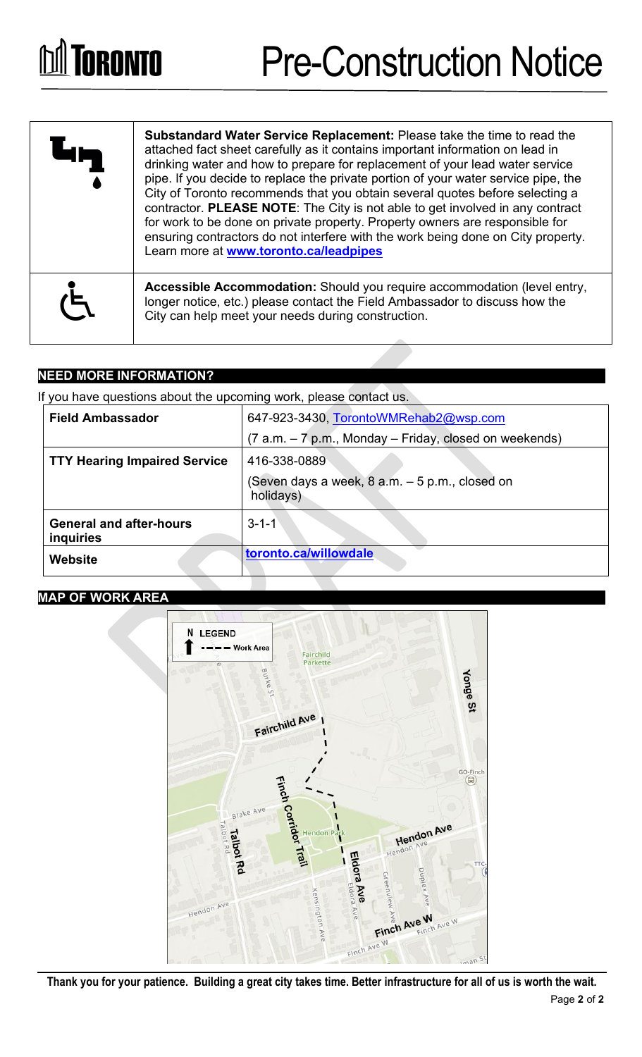| | |
|---|---|
| | **Substandard Water Service Replacement:** Please take the time to read the attached fact sheet carefully as it contains important information on lead in drinking water and how to prepare for replacement of your lead water service pipe. If you decide to replace the private portion of your water service pipe, the City of Toronto recommends that you obtain several quotes before selecting a contractor. **PLEASE NOTE**: The City is not able to get involved in any contract for work to be done on private property. Property owners are responsible for ensuring contractors do not interfere with the work being done on City property. Learn more at **www.toronto.ca/leadpipes** |
| | **Accessible Accommodation:** Should you require accommodation (level entry, longer notice, etc.) please contact the Field Ambassador to discuss how the City can help meet your needs during construction. |

## NEED MORE INFORMATION?

If you have questions about the upcoming work, please contact us.

| | |
|---|---|
| **Field Ambassador** | 647-923-3430, TorontoWMRehab2@wsp.com<br>(7 a.m. – 7 p.m., Monday – Friday, closed on weekends) |
| **TTY Hearing Impaired Service** | 416-338-0889<br>(Seven days a week, 8 a.m. – 5 p.m., closed on holidays) |
| **General and after-hours inquiries** | 3-1-1 |
| **Website** | **toronto.ca/willowdale** |

## MAP OF WORK AREA

N LEGEND
Work Area
Fairchild Parkette
Burke St
Yonge St
Fairchild Ave
GO-Finch
Finch Corridor Trail
Blake Ave
Talbot Rd
Hendon Park
Hendon Ave
Eldora Ave
Greenview Ave
Duplex Ave
Kensington Ave
Finch Ave W

**Thank you for your patience. Building a great city takes time. Better infrastructure for all of us is worth the wait.**